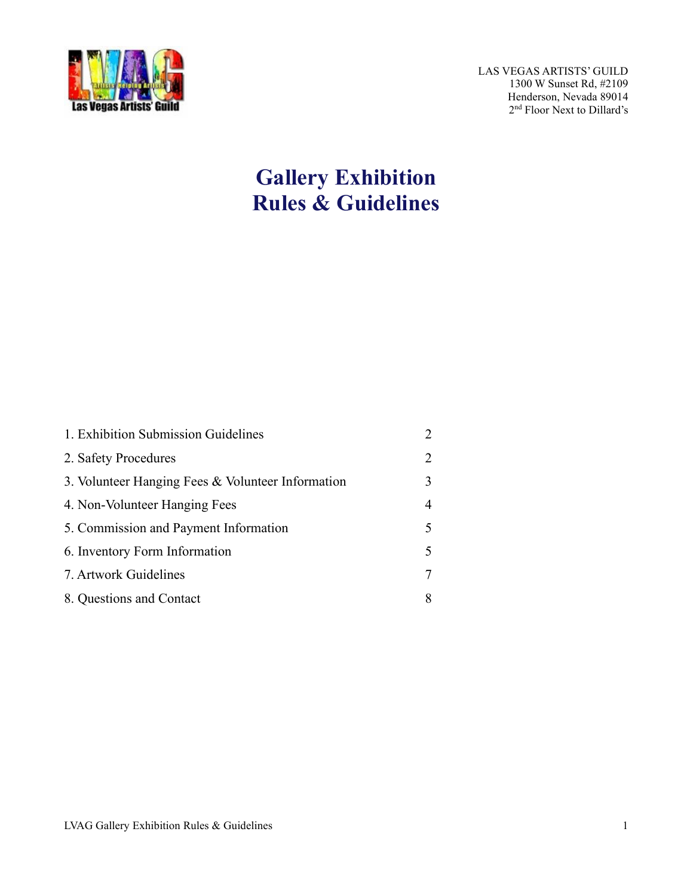LAS VEGAS ARTISTS' GUILD
1300 W Sunset Rd, #2109
Henderson, Nevada 89014
2nd Floor Next to Dillard's

# Gallery Exhibition
# Rules & Guidelines

| | |
|---|---|
| 1. Exhibition Submission Guidelines | 2 |
| 2. Safety Procedures | 2 |
| 3. Volunteer Hanging Fees & Volunteer Information | 3 |
| 4. Non-Volunteer Hanging Fees | 4 |
| 5. Commission and Payment Information | 5 |
| 6. Inventory Form Information | 5 |
| 7. Artwork Guidelines | 7 |
| 8. Questions and Contact | 8 |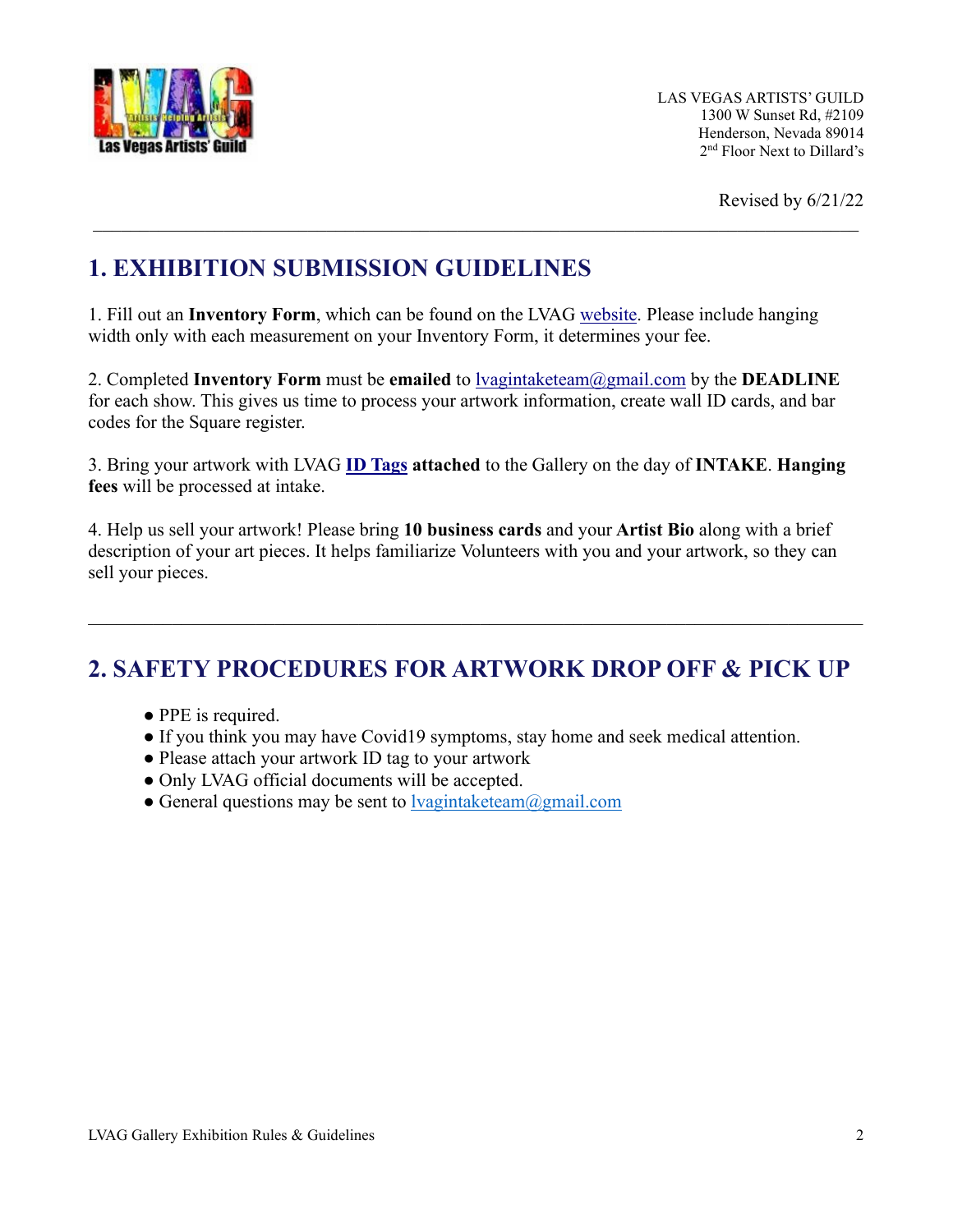LAS VEGAS ARTISTS' GUILD
1300 W Sunset Rd, #2109
Henderson, Nevada 89014
2nd Floor Next to Dillard's

Revised by 6/21/22

---

## 1. EXHIBITION SUBMISSION GUIDELINES

1. Fill out an **Inventory Form**, which can be found on the LVAG website. Please include hanging width only with each measurement on your Inventory Form, it determines your fee.

2. Completed **Inventory Form** must be **emailed** to lvagintaketeam@gmail.com by the **DEADLINE** for each show. This gives us time to process your artwork information, create wall ID cards, and bar codes for the Square register.

3. Bring your artwork with LVAG **ID Tags attached** to the Gallery on the day of **INTAKE**. **Hanging fees** will be processed at intake.

4. Help us sell your artwork! Please bring **10 business cards** and your **Artist Bio** along with a brief description of your art pieces. It helps familiarize Volunteers with you and your artwork, so they can sell your pieces.

---

## 2. SAFETY PROCEDURES FOR ARTWORK DROP OFF & PICK UP

- PPE is required.
- If you think you may have Covid19 symptoms, stay home and seek medical attention.
- Please attach your artwork ID tag to your artwork
- Only LVAG official documents will be accepted.
- General questions may be sent to lvagintaketeam@gmail.com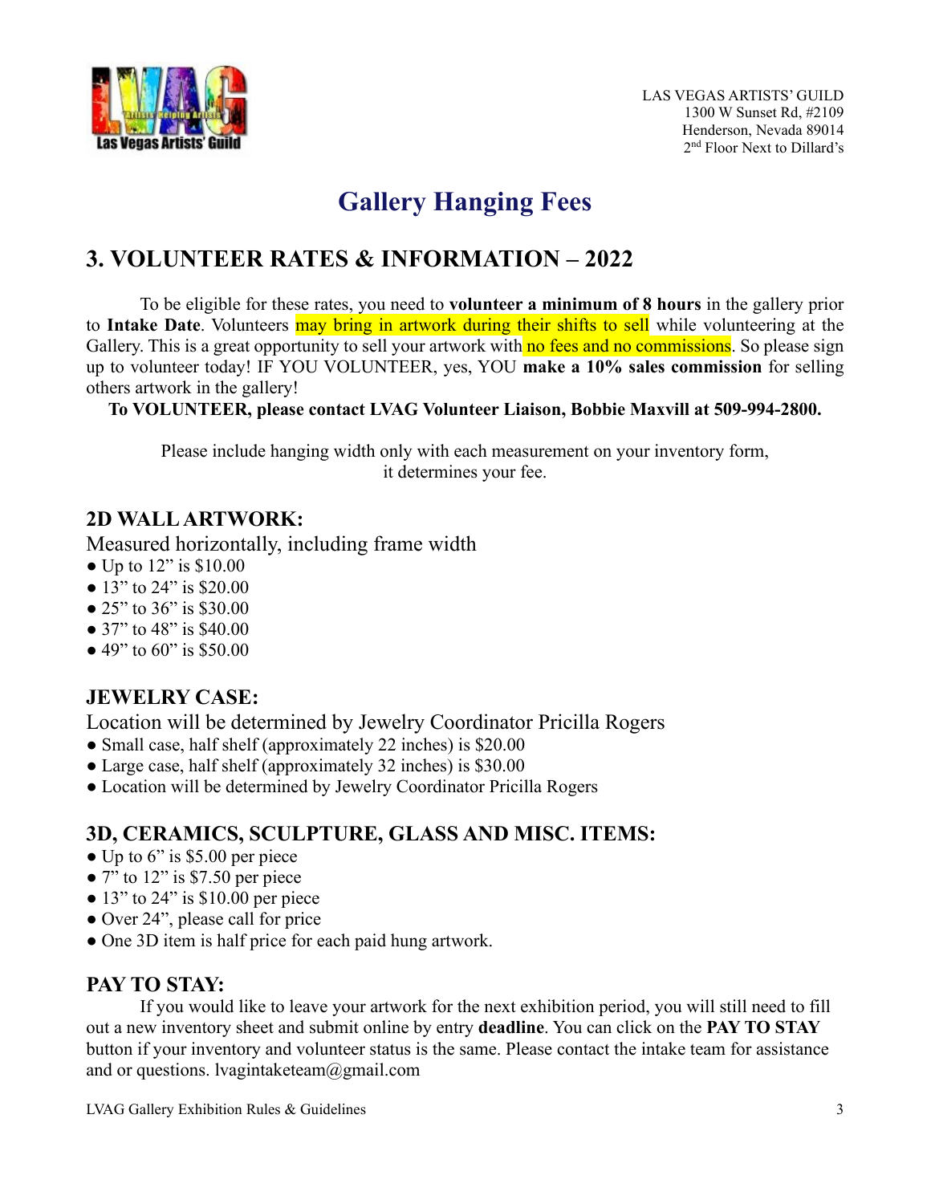LAS VEGAS ARTISTS' GUILD
1300 W Sunset Rd, #2109
Henderson, Nevada 89014
2nd Floor Next to Dillard's

# Gallery Hanging Fees

## 3. VOLUNTEER RATES & INFORMATION – 2022

To be eligible for these rates, you need to **volunteer a minimum of 8 hours** in the gallery prior to **Intake Date**. Volunteers may bring in artwork during their shifts to sell while volunteering at the Gallery. This is a great opportunity to sell your artwork with no fees and no commissions. So please sign up to volunteer today! IF YOU VOLUNTEER, yes, YOU **make a 10% sales commission** for selling others artwork in the gallery!

**To VOLUNTEER, please contact LVAG Volunteer Liaison, Bobbie Maxvill at 509-994-2800.**

Please include hanging width only with each measurement on your inventory form, it determines your fee.

### 2D WALL ARTWORK:

Measured horizontally, including frame width

- Up to 12" is $10.00
- 13" to 24" is $20.00
- 25" to 36" is $30.00
- 37" to 48" is $40.00
- 49" to 60" is $50.00

### JEWELRY CASE:

Location will be determined by Jewelry Coordinator Pricilla Rogers

- Small case, half shelf (approximately 22 inches) is $20.00
- Large case, half shelf (approximately 32 inches) is $30.00
- Location will be determined by Jewelry Coordinator Pricilla Rogers

### 3D, CERAMICS, SCULPTURE, GLASS AND MISC. ITEMS:

- Up to 6" is $5.00 per piece
- 7" to 12" is $7.50 per piece
- 13" to 24" is $10.00 per piece
- Over 24", please call for price
- One 3D item is half price for each paid hung artwork.

### PAY TO STAY:

If you would like to leave your artwork for the next exhibition period, you will still need to fill out a new inventory sheet and submit online by entry **deadline**. You can click on the **PAY TO STAY** button if your inventory and volunteer status is the same. Please contact the intake team for assistance and or questions. lvagintaketeam@gmail.com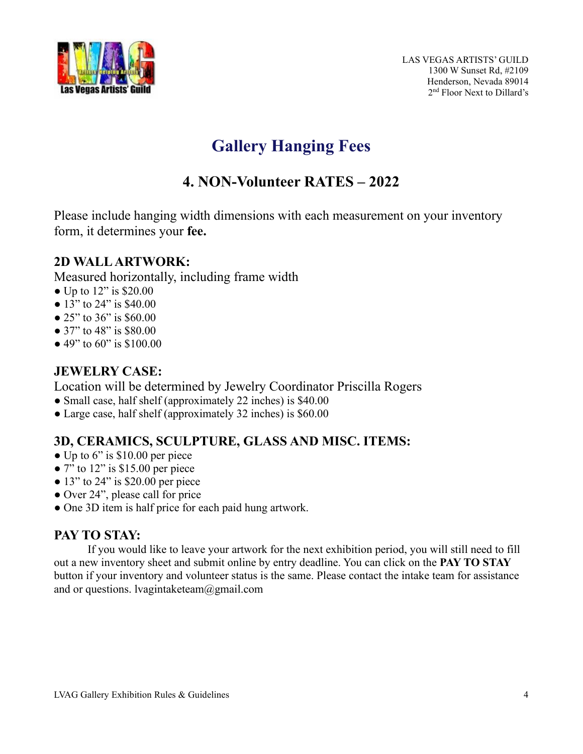LAS VEGAS ARTISTS' GUILD
1300 W Sunset Rd, #2109
Henderson, Nevada 89014
2nd Floor Next to Dillard's

# Gallery Hanging Fees

## 4. NON-Volunteer RATES – 2022

Please include hanging width dimensions with each measurement on your inventory form, it determines your **fee.**

### 2D WALL ARTWORK:

Measured horizontally, including frame width

- Up to 12" is $20.00
- 13" to 24" is $40.00
- 25" to 36" is $60.00
- 37" to 48" is $80.00
- 49" to 60" is $100.00

### JEWELRY CASE:

Location will be determined by Jewelry Coordinator Priscilla Rogers

- Small case, half shelf (approximately 22 inches) is $40.00
- Large case, half shelf (approximately 32 inches) is $60.00

### 3D, CERAMICS, SCULPTURE, GLASS AND MISC. ITEMS:

- Up to 6" is $10.00 per piece
- 7" to 12" is $15.00 per piece
- 13" to 24" is $20.00 per piece
- Over 24", please call for price
- One 3D item is half price for each paid hung artwork.

### PAY TO STAY:

If you would like to leave your artwork for the next exhibition period, you will still need to fill out a new inventory sheet and submit online by entry deadline. You can click on the **PAY TO STAY** button if your inventory and volunteer status is the same. Please contact the intake team for assistance and or questions. lvagintaketeam@gmail.com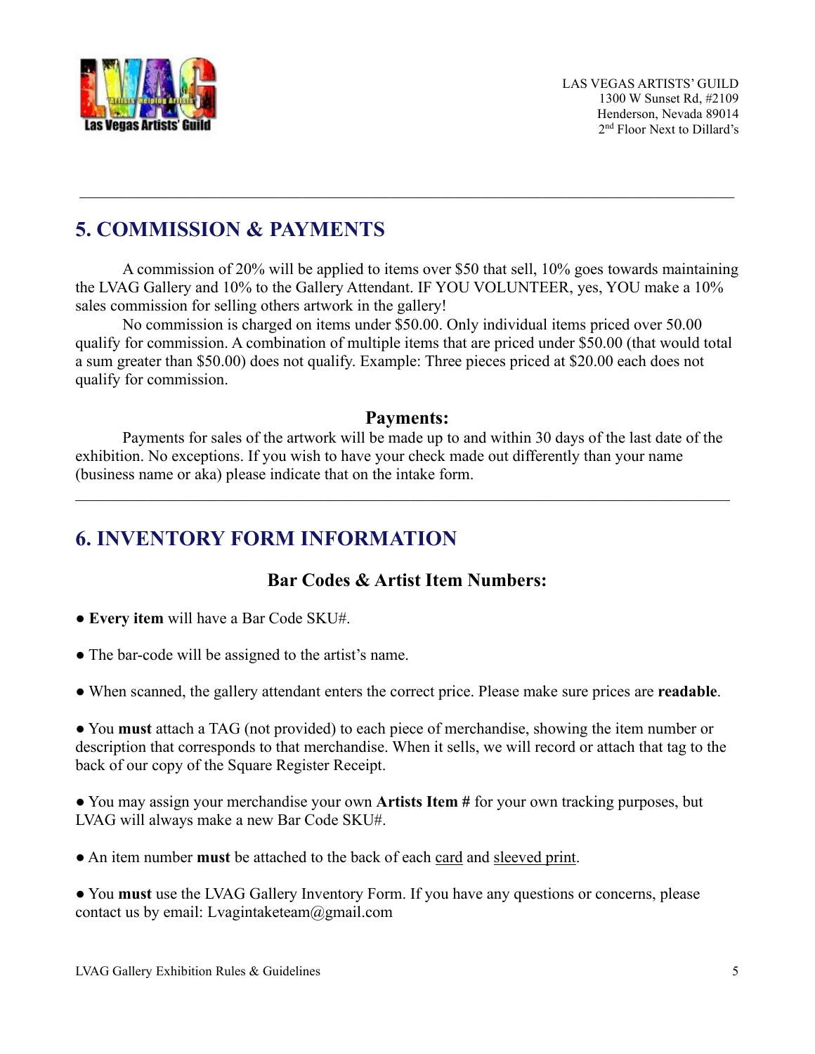LAS VEGAS ARTISTS' GUILD
1300 W Sunset Rd, #2109
Henderson, Nevada 89014
2nd Floor Next to Dillard's

---

## 5. COMMISSION & PAYMENTS

A commission of 20% will be applied to items over $50 that sell, 10% goes towards maintaining the LVAG Gallery and 10% to the Gallery Attendant. IF YOU VOLUNTEER, yes, YOU make a 10% sales commission for selling others artwork in the gallery!

No commission is charged on items under $50.00. Only individual items priced over 50.00 qualify for commission. A combination of multiple items that are priced under $50.00 (that would total a sum greater than $50.00) does not qualify. Example: Three pieces priced at $20.00 each does not qualify for commission.

### Payments:

Payments for sales of the artwork will be made up to and within 30 days of the last date of the exhibition. No exceptions. If you wish to have your check made out differently than your name (business name or aka) please indicate that on the intake form.

---

## 6. INVENTORY FORM INFORMATION

### Bar Codes & Artist Item Numbers:

- **Every item** will have a Bar Code SKU#.
- The bar-code will be assigned to the artist's name.
- When scanned, the gallery attendant enters the correct price. Please make sure prices are **readable**.
- You **must** attach a TAG (not provided) to each piece of merchandise, showing the item number or description that corresponds to that merchandise. When it sells, we will record or attach that tag to the back of our copy of the Square Register Receipt.
- You may assign your merchandise your own **Artists Item #** for your own tracking purposes, but LVAG will always make a new Bar Code SKU#.
- An item number **must** be attached to the back of each card and sleeved print.
- You **must** use the LVAG Gallery Inventory Form. If you have any questions or concerns, please contact us by email: Lvagintaketeam@gmail.com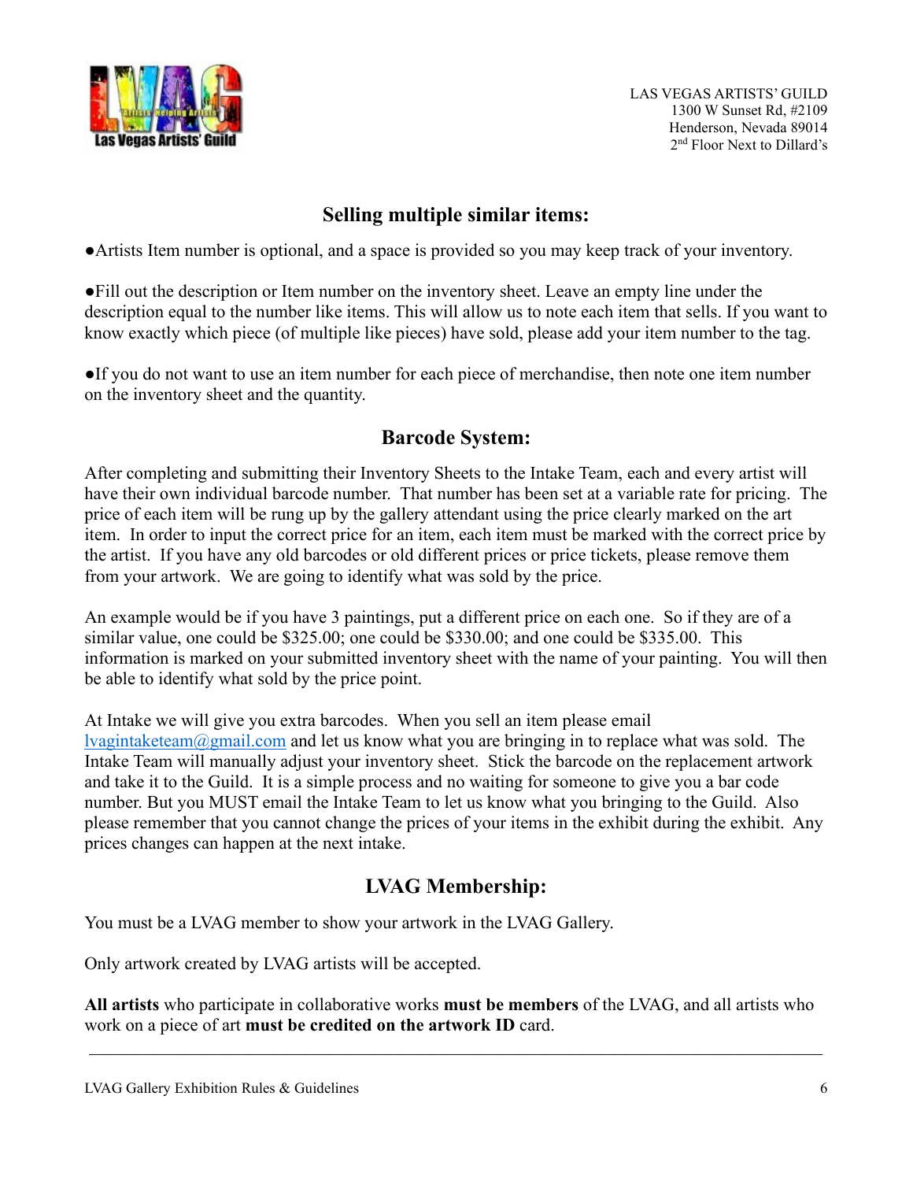LAS VEGAS ARTISTS' GUILD
1300 W Sunset Rd, #2109
Henderson, Nevada 89014
2nd Floor Next to Dillard's

## Selling multiple similar items:

●Artists Item number is optional, and a space is provided so you may keep track of your inventory.

●Fill out the description or Item number on the inventory sheet. Leave an empty line under the description equal to the number like items. This will allow us to note each item that sells. If you want to know exactly which piece (of multiple like pieces) have sold, please add your item number to the tag.

●If you do not want to use an item number for each piece of merchandise, then note one item number on the inventory sheet and the quantity.

## Barcode System:

After completing and submitting their Inventory Sheets to the Intake Team, each and every artist will have their own individual barcode number. That number has been set at a variable rate for pricing. The price of each item will be rung up by the gallery attendant using the price clearly marked on the art item. In order to input the correct price for an item, each item must be marked with the correct price by the artist. If you have any old barcodes or old different prices or price tickets, please remove them from your artwork. We are going to identify what was sold by the price.

An example would be if you have 3 paintings, put a different price on each one. So if they are of a similar value, one could be $325.00; one could be $330.00; and one could be $335.00. This information is marked on your submitted inventory sheet with the name of your painting. You will then be able to identify what sold by the price point.

At Intake we will give you extra barcodes. When you sell an item please email lvagintaketeam@gmail.com and let us know what you are bringing in to replace what was sold. The Intake Team will manually adjust your inventory sheet. Stick the barcode on the replacement artwork and take it to the Guild. It is a simple process and no waiting for someone to give you a bar code number. But you MUST email the Intake Team to let us know what you bringing to the Guild. Also please remember that you cannot change the prices of your items in the exhibit during the exhibit. Any prices changes can happen at the next intake.

## LVAG Membership:

You must be a LVAG member to show your artwork in the LVAG Gallery.

Only artwork created by LVAG artists will be accepted.

**All artists** who participate in collaborative works **must be members** of the LVAG, and all artists who work on a piece of art **must be credited on the artwork ID** card.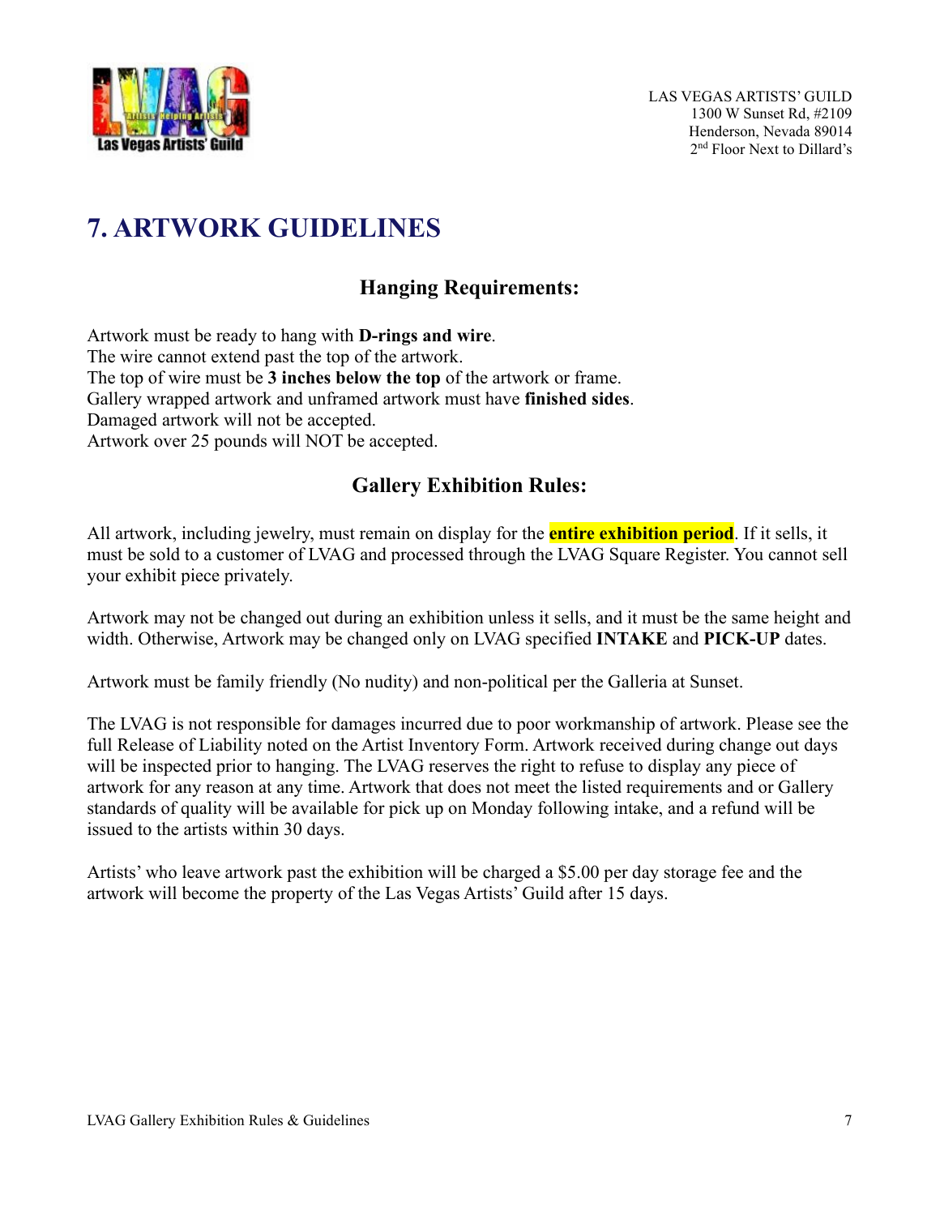LAS VEGAS ARTISTS' GUILD
1300 W Sunset Rd, #2109
Henderson, Nevada 89014
2nd Floor Next to Dillard's

# 7. ARTWORK GUIDELINES

### Hanging Requirements:

Artwork must be ready to hang with **D-rings and wire**.
The wire cannot extend past the top of the artwork.
The top of wire must be **3 inches below the top** of the artwork or frame.
Gallery wrapped artwork and unframed artwork must have **finished sides**.
Damaged artwork will not be accepted.
Artwork over 25 pounds will NOT be accepted.

### Gallery Exhibition Rules:

All artwork, including jewelry, must remain on display for the **entire exhibition period**. If it sells, it must be sold to a customer of LVAG and processed through the LVAG Square Register. You cannot sell your exhibit piece privately.

Artwork may not be changed out during an exhibition unless it sells, and it must be the same height and width. Otherwise, Artwork may be changed only on LVAG specified **INTAKE** and **PICK-UP** dates.

Artwork must be family friendly (No nudity) and non-political per the Galleria at Sunset.

The LVAG is not responsible for damages incurred due to poor workmanship of artwork. Please see the full Release of Liability noted on the Artist Inventory Form. Artwork received during change out days will be inspected prior to hanging. The LVAG reserves the right to refuse to display any piece of artwork for any reason at any time. Artwork that does not meet the listed requirements and or Gallery standards of quality will be available for pick up on Monday following intake, and a refund will be issued to the artists within 30 days.

Artists' who leave artwork past the exhibition will be charged a $5.00 per day storage fee and the artwork will become the property of the Las Vegas Artists' Guild after 15 days.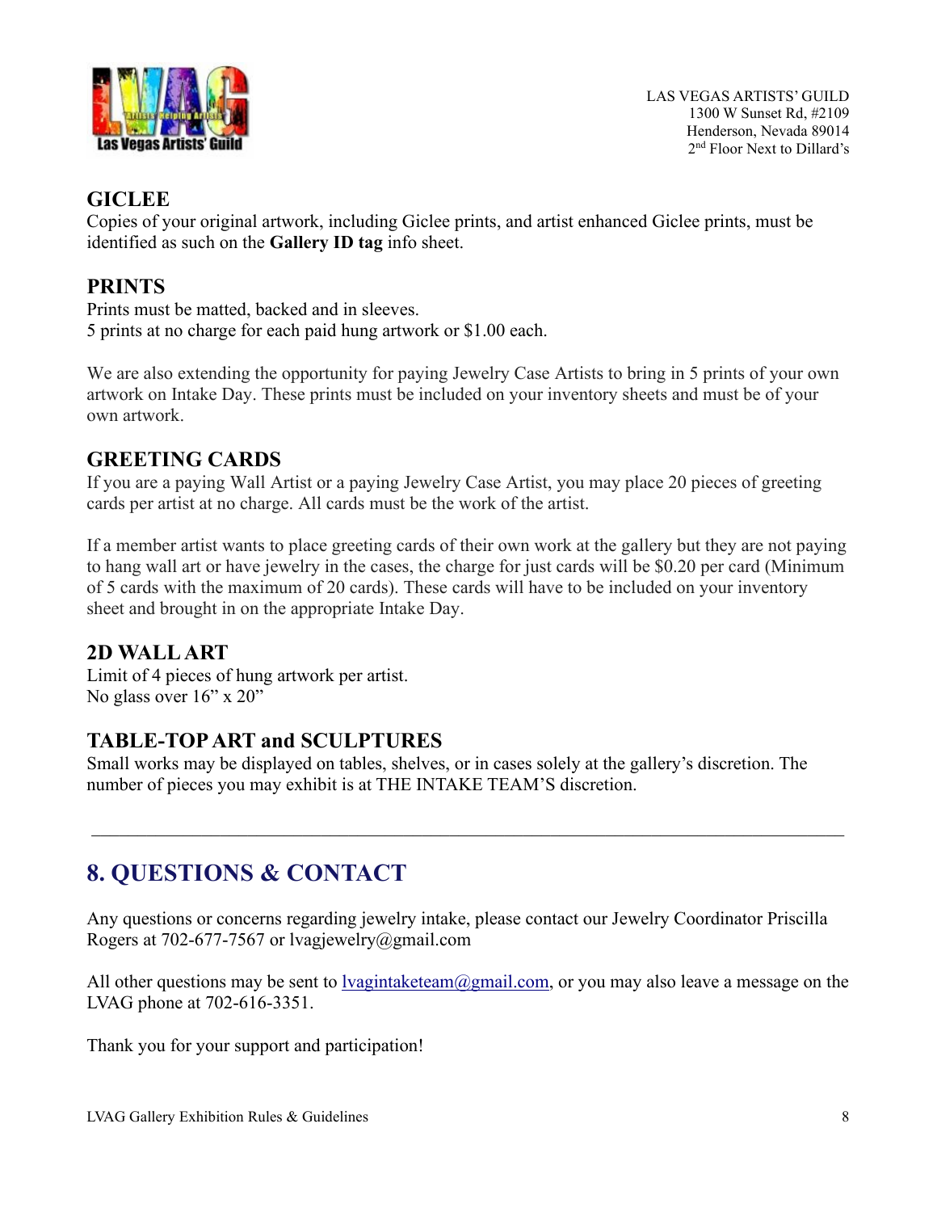### GICLEE

Copies of your original artwork, including Giclee prints, and artist enhanced Giclee prints, must be identified as such on the **Gallery ID tag** info sheet.

### PRINTS

Prints must be matted, backed and in sleeves.
5 prints at no charge for each paid hung artwork or $1.00 each.

We are also extending the opportunity for paying Jewelry Case Artists to bring in 5 prints of your own artwork on Intake Day. These prints must be included on your inventory sheets and must be of your own artwork.

### GREETING CARDS

If you are a paying Wall Artist or a paying Jewelry Case Artist, you may place 20 pieces of greeting cards per artist at no charge. All cards must be the work of the artist.

If a member artist wants to place greeting cards of their own work at the gallery but they are not paying to hang wall art or have jewelry in the cases, the charge for just cards will be $0.20 per card (Minimum of 5 cards with the maximum of 20 cards). These cards will have to be included on your inventory sheet and brought in on the appropriate Intake Day.

### 2D WALL ART

Limit of 4 pieces of hung artwork per artist.
No glass over 16" x 20"

### TABLE-TOP ART and SCULPTURES

Small works may be displayed on tables, shelves, or in cases solely at the gallery's discretion. The number of pieces you may exhibit is at THE INTAKE TEAM'S discretion.

---

## 8. QUESTIONS & CONTACT

Any questions or concerns regarding jewelry intake, please contact our Jewelry Coordinator Priscilla Rogers at 702-677-7567 or lvagjewelry@gmail.com

All other questions may be sent to lvagintaketeam@gmail.com, or you may also leave a message on the LVAG phone at 702-616-3351.

Thank you for your support and participation!